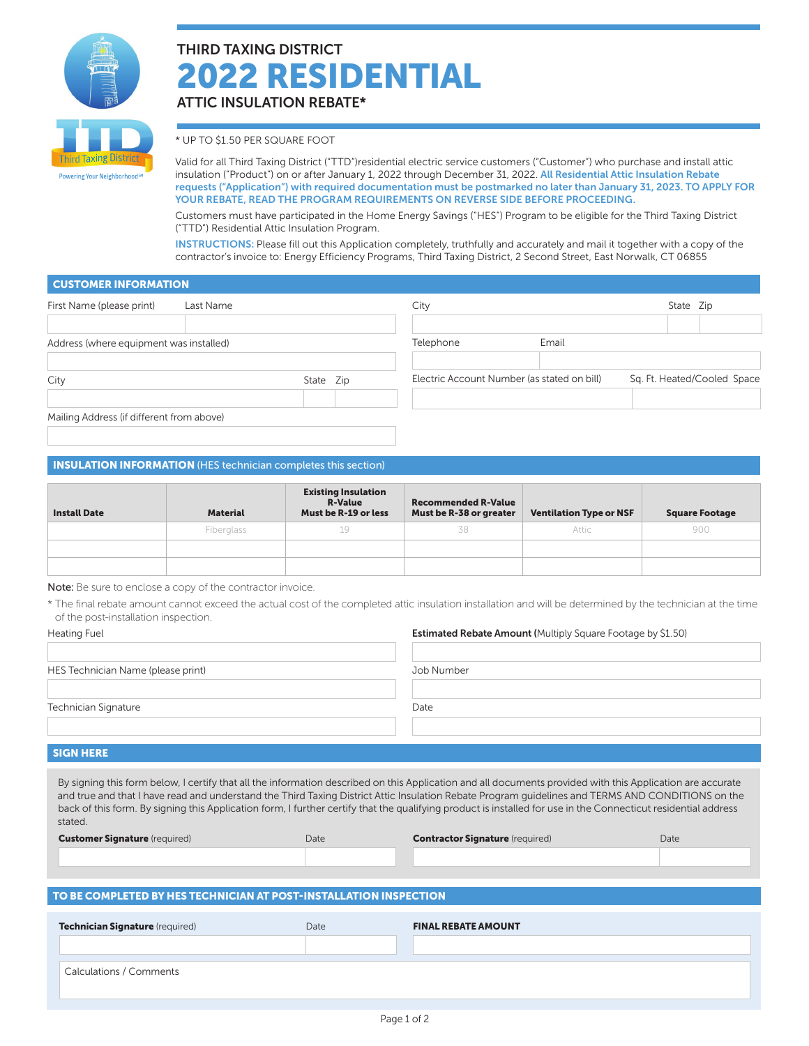THIRD TAXING DISTRICT

# 2022 RESIDENTIAL

## ATTIC INSULATION REBATE*

Third Taxing District
Powering Your Neighborhood℠

* UP TO $1.50 PER SQUARE FOOT

Valid for all Third Taxing District ("TTD")residential electric service customers ("Customer") who purchase and install attic insulation ("Product") on or after January 1, 2022 through December 31, 2022. **All Residential Attic Insulation Rebate requests ("Application") with required documentation must be postmarked no later than January 31, 2023. TO APPLY FOR YOUR REBATE, READ THE PROGRAM REQUIREMENTS ON REVERSE SIDE BEFORE PROCEEDING.**

Customers must have participated in the Home Energy Savings ("HES") Program to be eligible for the Third Taxing District ("TTD") Residential Attic Insulation Program.

**INSTRUCTIONS:** Please fill out this Application completely, truthfully and accurately and mail it together with a copy of the contractor's invoice to: Energy Efficiency Programs, Third Taxing District, 2 Second Street, East Norwalk, CT 06855

### CUSTOMER INFORMATION

First Name (please print) ______ Last Name ______

Address (where equipment was installed) ______

City ______ State ______ Zip ______

Mailing Address (if different from above) ______

City ______ State ______ Zip ______

Telephone ______ Email ______

Electric Account Number (as stated on bill) ______ Sq. Ft. Heated/Cooled Space ______

### INSULATION INFORMATION (HES technician completes this section)

| Install Date | Material | Existing Insulation R-Value Must be R-19 or less | Recommended R-Value Must be R-38 or greater | Ventilation Type or NSF | Square Footage |
|---|---|---|---|---|---|
| | Fiberglass | 19 | 38 | Attic | 900 |
| | | | | | |
| | | | | | |

**Note:** Be sure to enclose a copy of the contractor invoice.

* The final rebate amount cannot exceed the actual cost of the completed attic insulation installation and will be determined by the technician at the time of the post-installation inspection.

Heating Fuel ______

**Estimated Rebate Amount** (Multiply Square Footage by $1.50) ______

HES Technician Name (please print) ______

Job Number ______

Technician Signature ______

Date ______

### SIGN HERE

By signing this form below, I certify that all the information described on this Application and all documents provided with this Application are accurate and true and that I have read and understand the Third Taxing District Attic Insulation Rebate Program guidelines and TERMS AND CONDITIONS on the back of this form. By signing this Application form, I further certify that the qualifying product is installed for use in the Connecticut residential address stated.

**Customer Signature** (required) ______ Date ______

**Contractor Signature** (required) ______ Date ______

### TO BE COMPLETED BY HES TECHNICIAN AT POST-INSTALLATION INSPECTION

**Technician Signature** (required) ______ Date ______

**FINAL REBATE AMOUNT** ______

Calculations / Comments ______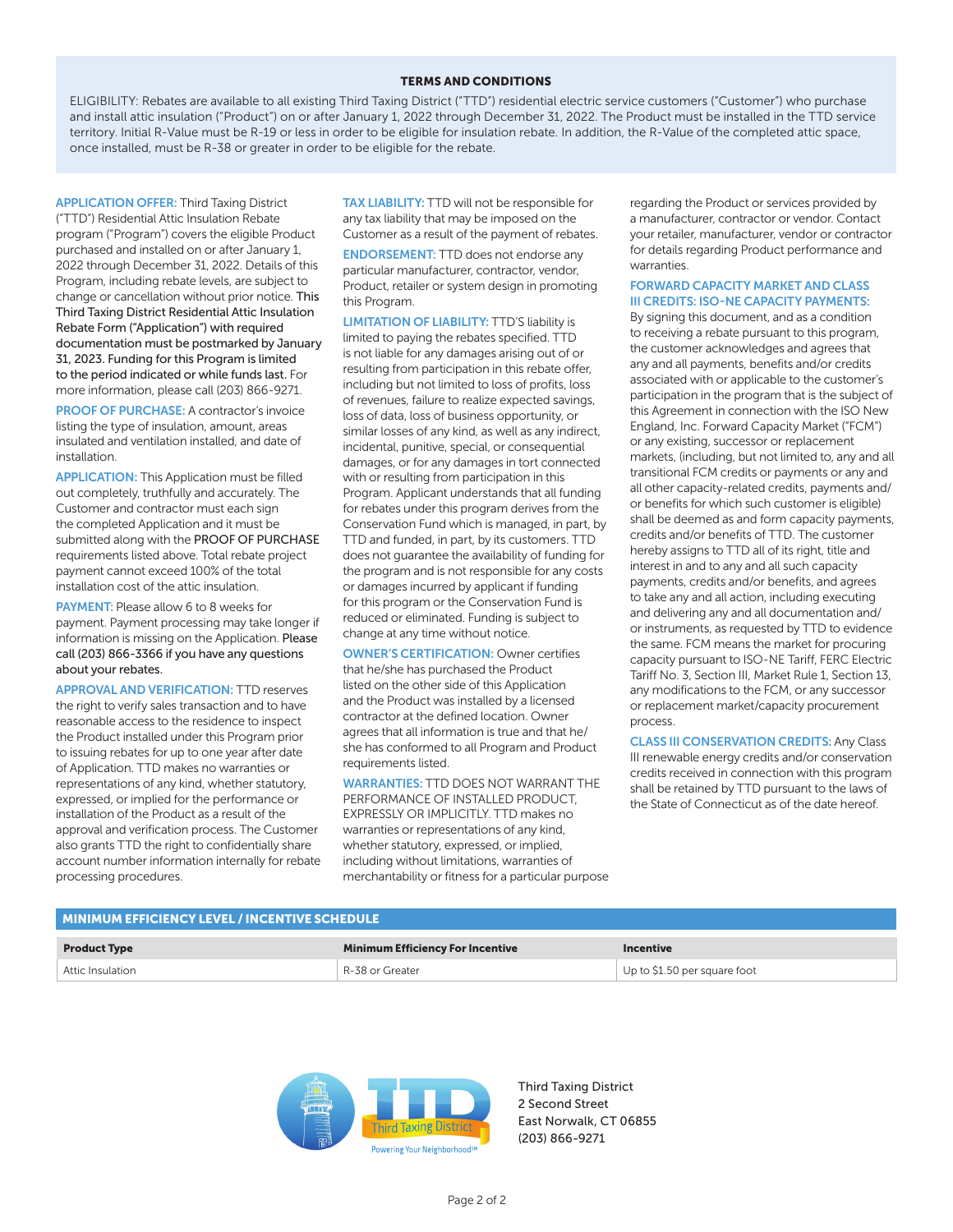## TERMS AND CONDITIONS

ELIGIBILITY: Rebates are available to all existing Third Taxing District ("TTD") residential electric service customers ("Customer") who purchase and install attic insulation ("Product") on or after January 1, 2022 through December 31, 2022. The Product must be installed in the TTD service territory. Initial R-Value must be R-19 or less in order to be eligible for insulation rebate. In addition, the R-Value of the completed attic space, once installed, must be R-38 or greater in order to be eligible for the rebate.

**APPLICATION OFFER:** Third Taxing District ("TTD") Residential Attic Insulation Rebate program ("Program") covers the eligible Product purchased and installed on or after January 1, 2022 through December 31, 2022. Details of this Program, including rebate levels, are subject to change or cancellation without prior notice. This Third Taxing District Residential Attic Insulation Rebate Form ("Application") with required documentation must be postmarked by January 31, 2023. Funding for this Program is limited to the period indicated or while funds last. For more information, please call (203) 866-9271.

**PROOF OF PURCHASE:** A contractor's invoice listing the type of insulation, amount, areas insulated and ventilation installed, and date of installation.

**APPLICATION:** This Application must be filled out completely, truthfully and accurately. The Customer and contractor must each sign the completed Application and it must be submitted along with the PROOF OF PURCHASE requirements listed above. Total rebate project payment cannot exceed 100% of the total installation cost of the attic insulation.

**PAYMENT:** Please allow 6 to 8 weeks for payment. Payment processing may take longer if information is missing on the Application. Please call (203) 866-3366 if you have any questions about your rebates.

**APPROVAL AND VERIFICATION:** TTD reserves the right to verify sales transaction and to have reasonable access to the residence to inspect the Product installed under this Program prior to issuing rebates for up to one year after date of Application. TTD makes no warranties or representations of any kind, whether statutory, expressed, or implied for the performance or installation of the Product as a result of the approval and verification process. The Customer also grants TTD the right to confidentially share account number information internally for rebate processing procedures.

**TAX LIABILITY:** TTD will not be responsible for any tax liability that may be imposed on the Customer as a result of the payment of rebates.

**ENDORSEMENT:** TTD does not endorse any particular manufacturer, contractor, vendor, Product, retailer or system design in promoting this Program.

**LIMITATION OF LIABILITY:** TTD'S liability is limited to paying the rebates specified. TTD is not liable for any damages arising out of or resulting from participation in this rebate offer, including but not limited to loss of profits, loss of revenues, failure to realize expected savings, loss of data, loss of business opportunity, or similar losses of any kind, as well as any indirect, incidental, punitive, special, or consequential damages, or for any damages in tort connected with or resulting from participation in this Program. Applicant understands that all funding for rebates under this program derives from the Conservation Fund which is managed, in part, by TTD and funded, in part, by its customers. TTD does not guarantee the availability of funding for the program and is not responsible for any costs or damages incurred by applicant if funding for this program or the Conservation Fund is reduced or eliminated. Funding is subject to change at any time without notice.

**OWNER'S CERTIFICATION:** Owner certifies that he/she has purchased the Product listed on the other side of this Application and the Product was installed by a licensed contractor at the defined location. Owner agrees that all information is true and that he/she has conformed to all Program and Product requirements listed.

**WARRANTIES:** TTD DOES NOT WARRANT THE PERFORMANCE OF INSTALLED PRODUCT, EXPRESSLY OR IMPLICITLY. TTD makes no warranties or representations of any kind, whether statutory, expressed, or implied, including without limitations, warranties of merchantability or fitness for a particular purpose regarding the Product or services provided by a manufacturer, contractor or vendor. Contact your retailer, manufacturer, vendor or contractor for details regarding Product performance and warranties.

**FORWARD CAPACITY MARKET AND CLASS III CREDITS: ISO-NE CAPACITY PAYMENTS:** By signing this document, and as a condition to receiving a rebate pursuant to this program, the customer acknowledges and agrees that any and all payments, benefits and/or credits associated with or applicable to the customer's participation in the program that is the subject of this Agreement in connection with the ISO New England, Inc. Forward Capacity Market ("FCM") or any existing, successor or replacement markets, (including, but not limited to, any and all transitional FCM credits or payments or any and all other capacity-related credits, payments and/or benefits for which such customer is eligible) shall be deemed as and form capacity payments, credits and/or benefits of TTD. The customer hereby assigns to TTD all of its right, title and interest in and to any and all such capacity payments, credits and/or benefits, and agrees to take any and all action, including executing and delivering any and all documentation and/or instruments, as requested by TTD to evidence the same. FCM means the market for procuring capacity pursuant to ISO-NE Tariff, FERC Electric Tariff No. 3, Section III, Market Rule 1, Section 13, any modifications to the FCM, or any successor or replacement market/capacity procurement process.

**CLASS III CONSERVATION CREDITS:** Any Class III renewable energy credits and/or conservation credits received in connection with this program shall be retained by TTD pursuant to the laws of the State of Connecticut as of the date hereof.

## MINIMUM EFFICIENCY LEVEL / INCENTIVE SCHEDULE

| Product Type | Minimum Efficiency For Incentive | Incentive |
|---|---|---|
| Attic Insulation | R-38 or Greater | Up to $1.50 per square foot |

Third Taxing District
2 Second Street
East Norwalk, CT 06855
(203) 866-9271